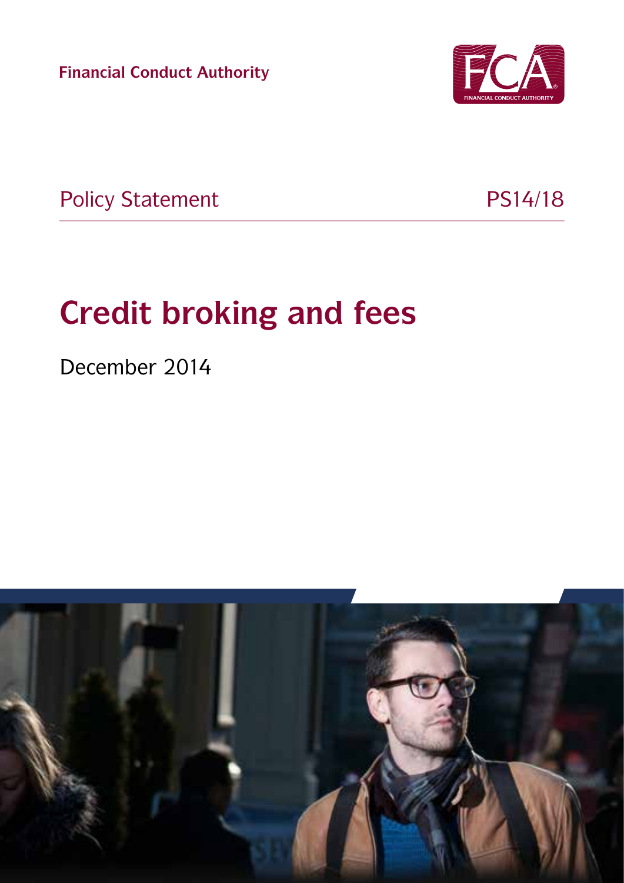**Financial Conduct Authority**

Policy Statement PS14/18

# Credit broking and fees

December 2014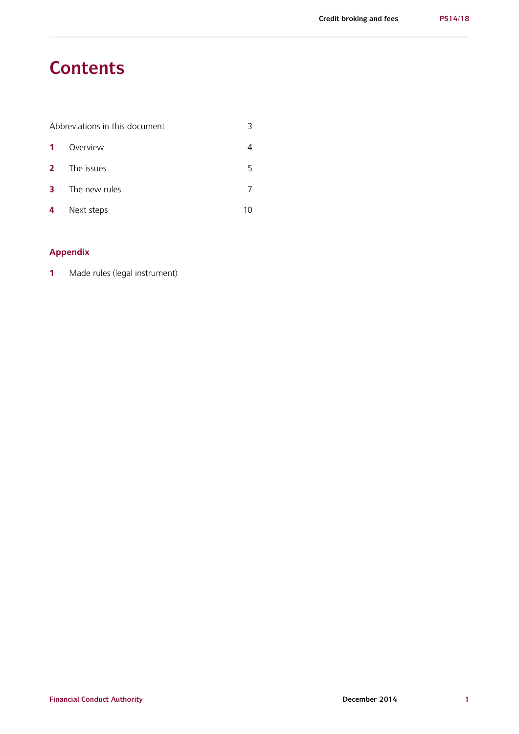# Contents

| | | |
|---|---|---|
| Abbreviations in this document | | 3 |
| **1** | Overview | 4 |
| **2** | The issues | 5 |
| **3** | The new rules | 7 |
| **4** | Next steps | 10 |

## Appendix

**1** Made rules (legal instrument)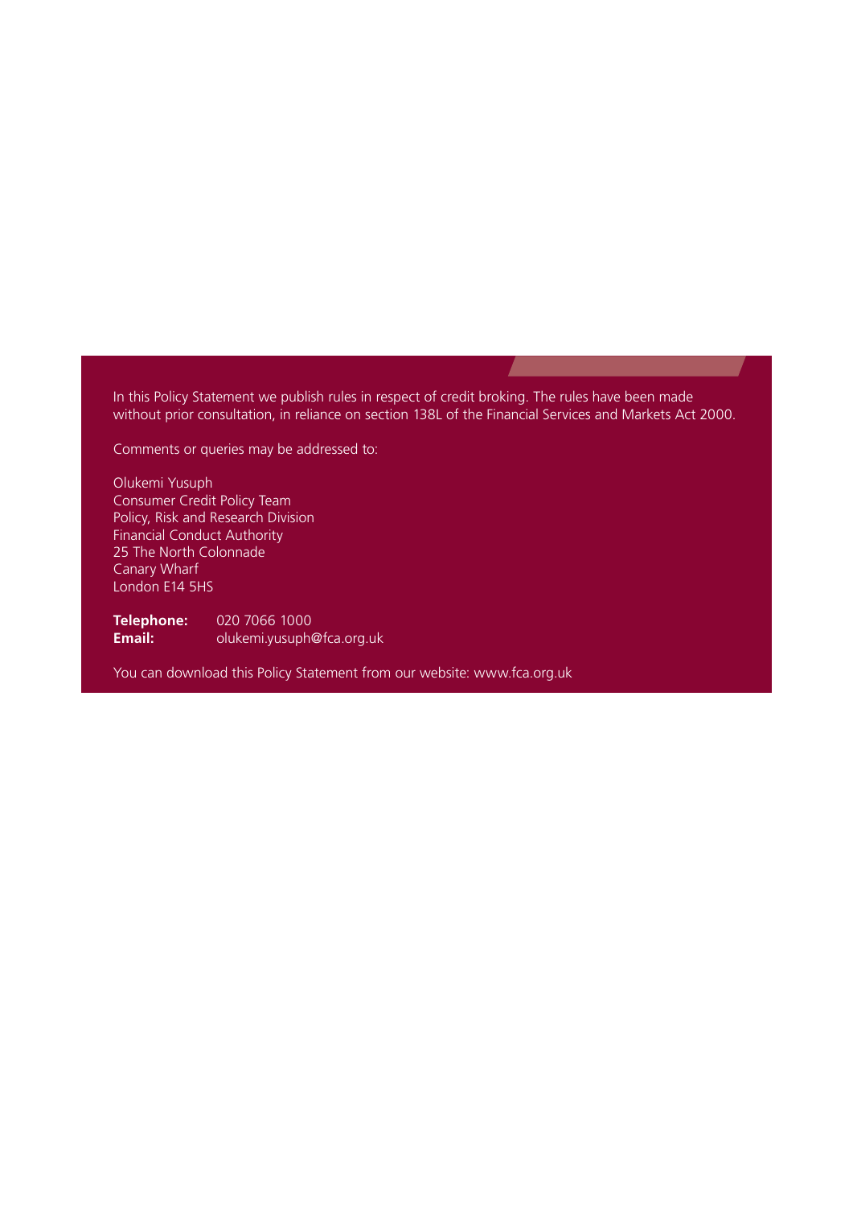In this Policy Statement we publish rules in respect of credit broking. The rules have been made without prior consultation, in reliance on section 138L of the Financial Services and Markets Act 2000.

Comments or queries may be addressed to:

Olukemi Yusuph
Consumer Credit Policy Team
Policy, Risk and Research Division
Financial Conduct Authority
25 The North Colonnade
Canary Wharf
London E14 5HS

**Telephone:** 020 7066 1000
**Email:** olukemi.yusuph@fca.org.uk

You can download this Policy Statement from our website: www.fca.org.uk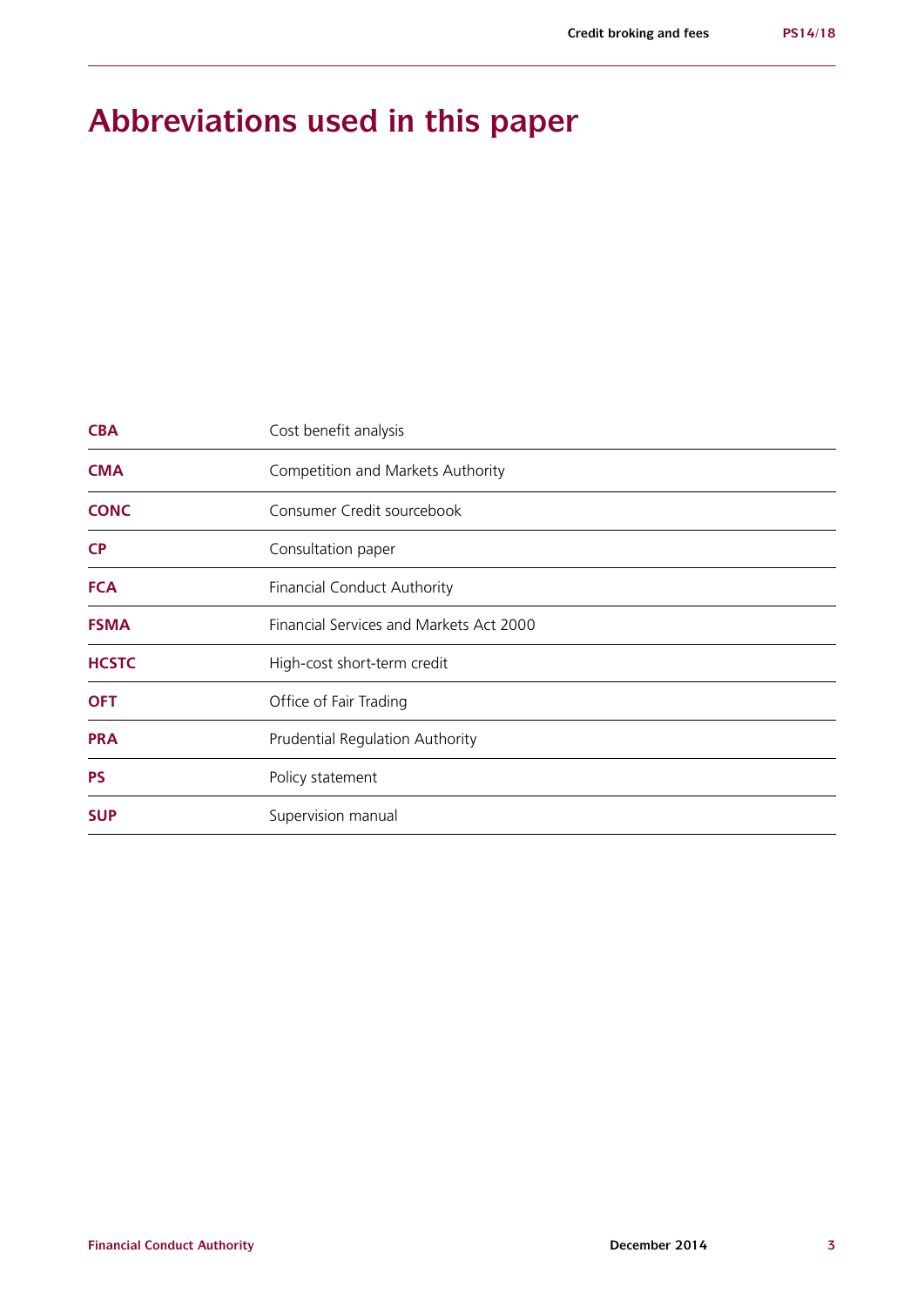# Abbreviations used in this paper

| | |
|---|---|
| **CBA** | Cost benefit analysis |
| **CMA** | Competition and Markets Authority |
| **CONC** | Consumer Credit sourcebook |
| **CP** | Consultation paper |
| **FCA** | Financial Conduct Authority |
| **FSMA** | Financial Services and Markets Act 2000 |
| **HCSTC** | High-cost short-term credit |
| **OFT** | Office of Fair Trading |
| **PRA** | Prudential Regulation Authority |
| **PS** | Policy statement |
| **SUP** | Supervision manual |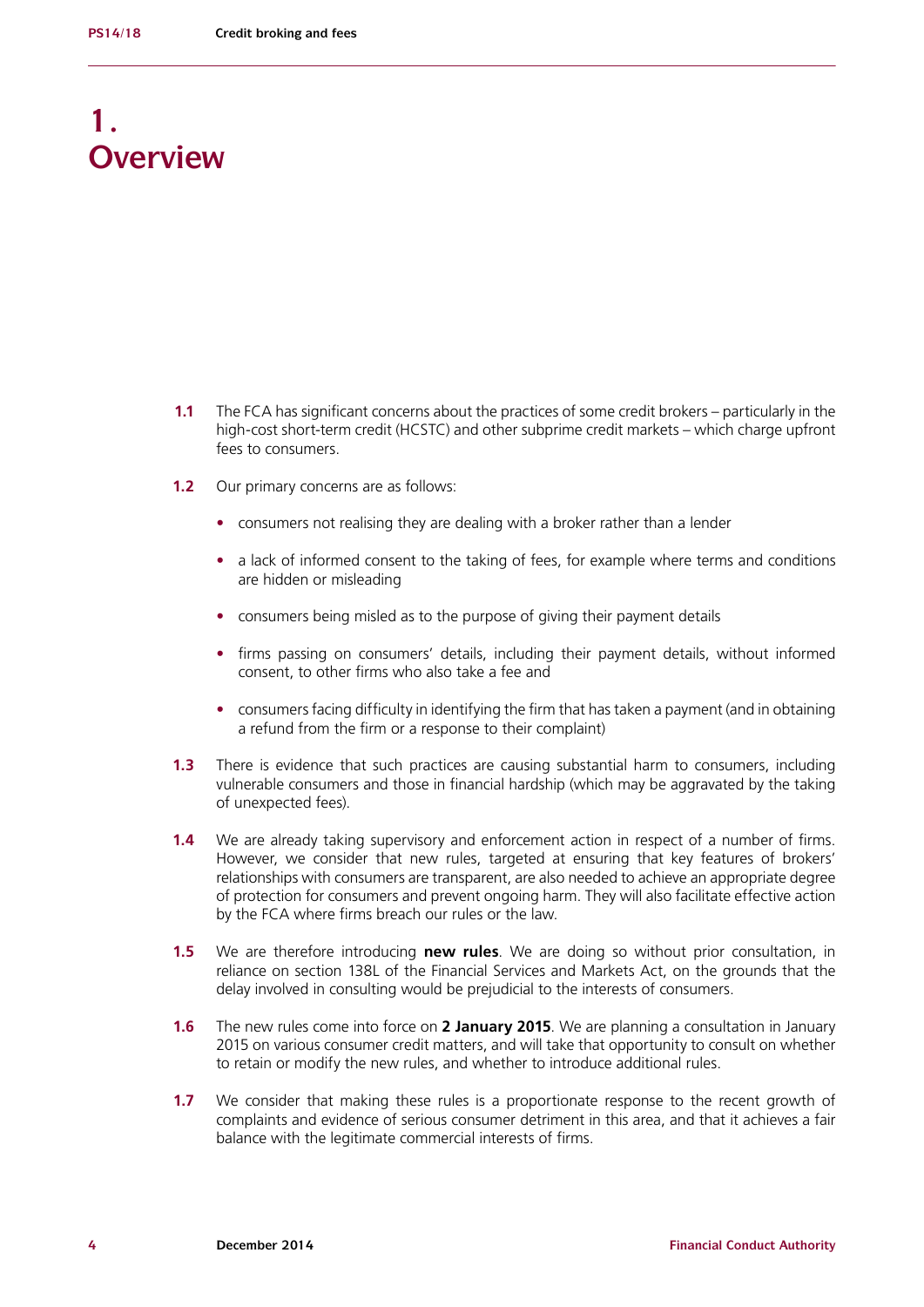# 1. Overview

**1.1** The FCA has significant concerns about the practices of some credit brokers – particularly in the high-cost short-term credit (HCSTC) and other subprime credit markets – which charge upfront fees to consumers.

**1.2** Our primary concerns are as follows:

- consumers not realising they are dealing with a broker rather than a lender
- a lack of informed consent to the taking of fees, for example where terms and conditions are hidden or misleading
- consumers being misled as to the purpose of giving their payment details
- firms passing on consumers' details, including their payment details, without informed consent, to other firms who also take a fee and
- consumers facing difficulty in identifying the firm that has taken a payment (and in obtaining a refund from the firm or a response to their complaint)

**1.3** There is evidence that such practices are causing substantial harm to consumers, including vulnerable consumers and those in financial hardship (which may be aggravated by the taking of unexpected fees).

**1.4** We are already taking supervisory and enforcement action in respect of a number of firms. However, we consider that new rules, targeted at ensuring that key features of brokers' relationships with consumers are transparent, are also needed to achieve an appropriate degree of protection for consumers and prevent ongoing harm. They will also facilitate effective action by the FCA where firms breach our rules or the law.

**1.5** We are therefore introducing **new rules**. We are doing so without prior consultation, in reliance on section 138L of the Financial Services and Markets Act, on the grounds that the delay involved in consulting would be prejudicial to the interests of consumers.

**1.6** The new rules come into force on **2 January 2015**. We are planning a consultation in January 2015 on various consumer credit matters, and will take that opportunity to consult on whether to retain or modify the new rules, and whether to introduce additional rules.

**1.7** We consider that making these rules is a proportionate response to the recent growth of complaints and evidence of serious consumer detriment in this area, and that it achieves a fair balance with the legitimate commercial interests of firms.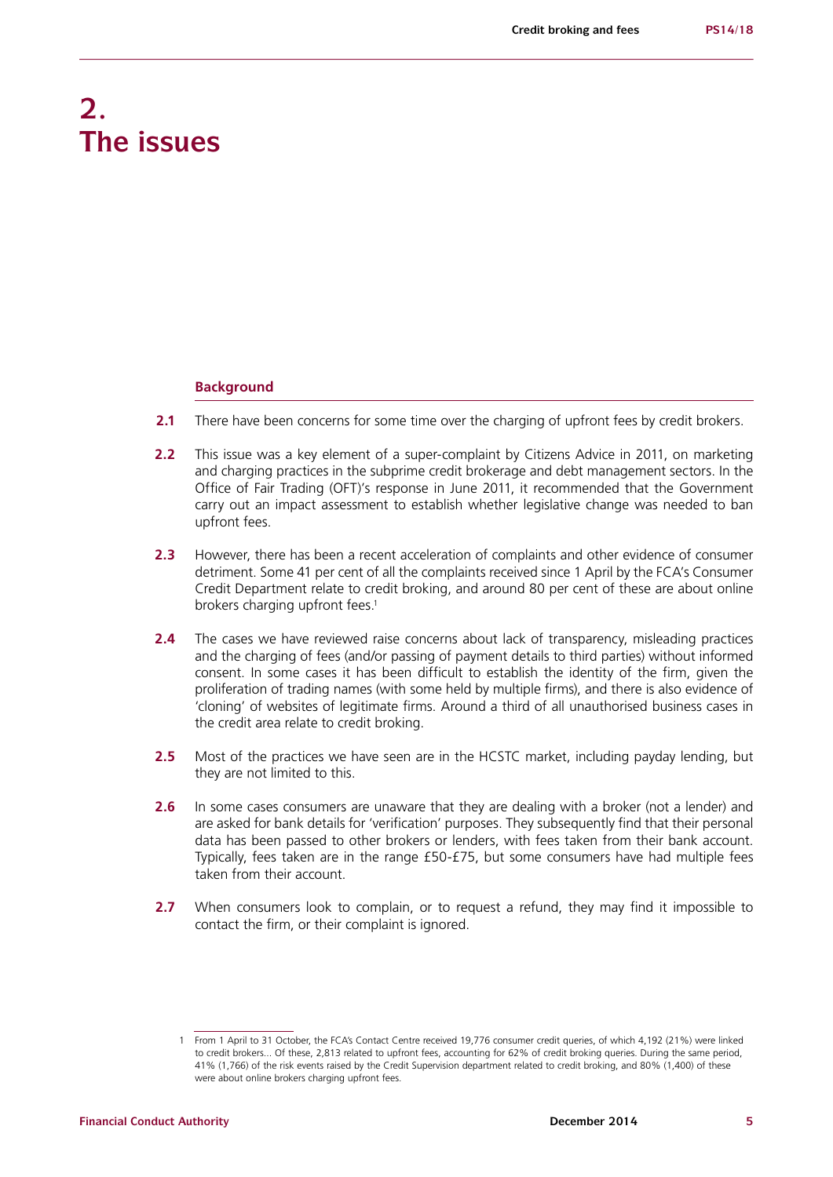# 2. The issues

## Background

**2.1** There have been concerns for some time over the charging of upfront fees by credit brokers.

**2.2** This issue was a key element of a super-complaint by Citizens Advice in 2011, on marketing and charging practices in the subprime credit brokerage and debt management sectors. In the Office of Fair Trading (OFT)'s response in June 2011, it recommended that the Government carry out an impact assessment to establish whether legislative change was needed to ban upfront fees.

**2.3** However, there has been a recent acceleration of complaints and other evidence of consumer detriment. Some 41 per cent of all the complaints received since 1 April by the FCA's Consumer Credit Department relate to credit broking, and around 80 per cent of these are about online brokers charging upfront fees.[1]

**2.4** The cases we have reviewed raise concerns about lack of transparency, misleading practices and the charging of fees (and/or passing of payment details to third parties) without informed consent. In some cases it has been difficult to establish the identity of the firm, given the proliferation of trading names (with some held by multiple firms), and there is also evidence of 'cloning' of websites of legitimate firms. Around a third of all unauthorised business cases in the credit area relate to credit broking.

**2.5** Most of the practices we have seen are in the HCSTC market, including payday lending, but they are not limited to this.

**2.6** In some cases consumers are unaware that they are dealing with a broker (not a lender) and are asked for bank details for 'verification' purposes. They subsequently find that their personal data has been passed to other brokers or lenders, with fees taken from their bank account. Typically, fees taken are in the range £50-£75, but some consumers have had multiple fees taken from their account.

**2.7** When consumers look to complain, or to request a refund, they may find it impossible to contact the firm, or their complaint is ignored.

---

1 From 1 April to 31 October, the FCA's Contact Centre received 19,776 consumer credit queries, of which 4,192 (21%) were linked to credit brokers... Of these, 2,813 related to upfront fees, accounting for 62% of credit broking queries. During the same period, 41% (1,766) of the risk events raised by the Credit Supervision department related to credit broking, and 80% (1,400) of these were about online brokers charging upfront fees.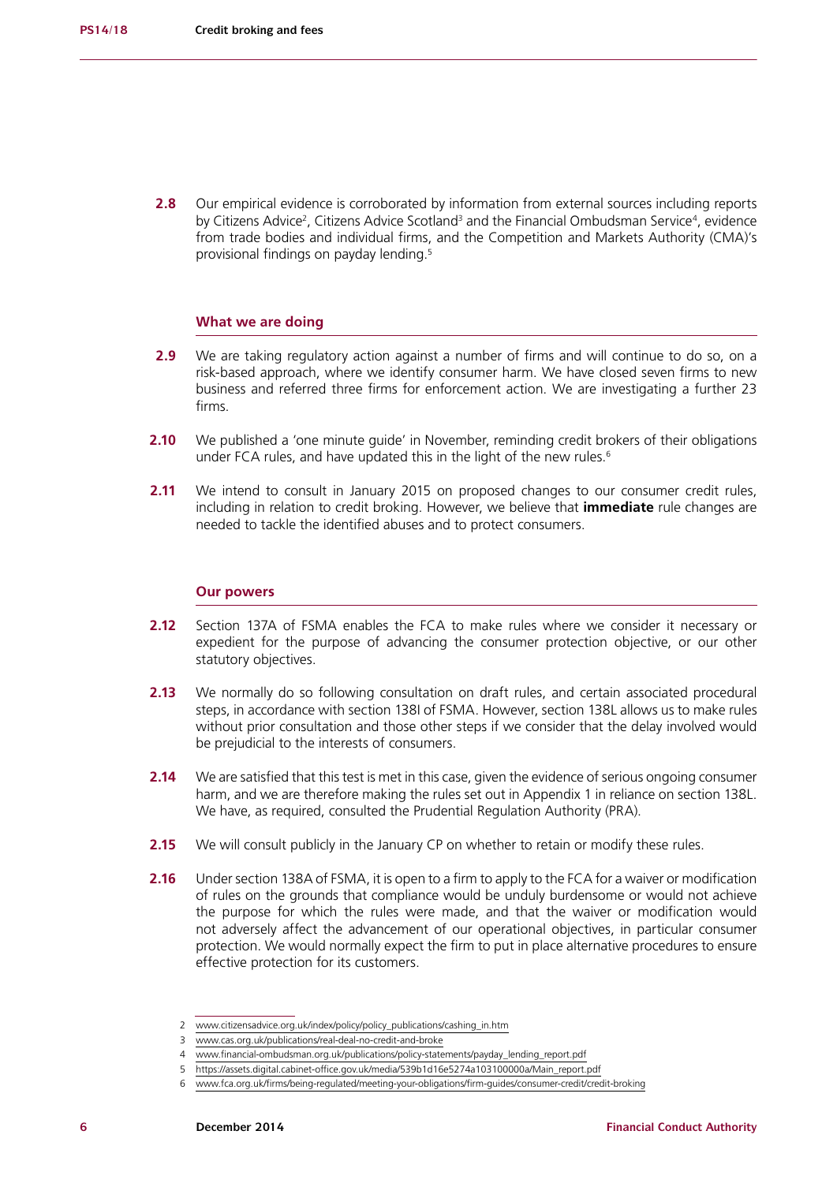**2.8** Our empirical evidence is corroborated by information from external sources including reports by Citizens Advice[2], Citizens Advice Scotland[3] and the Financial Ombudsman Service[4], evidence from trade bodies and individual firms, and the Competition and Markets Authority (CMA)'s provisional findings on payday lending.[5]

### What we are doing

**2.9** We are taking regulatory action against a number of firms and will continue to do so, on a risk-based approach, where we identify consumer harm. We have closed seven firms to new business and referred three firms for enforcement action. We are investigating a further 23 firms.

**2.10** We published a 'one minute guide' in November, reminding credit brokers of their obligations under FCA rules, and have updated this in the light of the new rules.[6]

**2.11** We intend to consult in January 2015 on proposed changes to our consumer credit rules, including in relation to credit broking. However, we believe that **immediate** rule changes are needed to tackle the identified abuses and to protect consumers.

### Our powers

**2.12** Section 137A of FSMA enables the FCA to make rules where we consider it necessary or expedient for the purpose of advancing the consumer protection objective, or our other statutory objectives.

**2.13** We normally do so following consultation on draft rules, and certain associated procedural steps, in accordance with section 138I of FSMA. However, section 138L allows us to make rules without prior consultation and those other steps if we consider that the delay involved would be prejudicial to the interests of consumers.

**2.14** We are satisfied that this test is met in this case, given the evidence of serious ongoing consumer harm, and we are therefore making the rules set out in Appendix 1 in reliance on section 138L. We have, as required, consulted the Prudential Regulation Authority (PRA).

**2.15** We will consult publicly in the January CP on whether to retain or modify these rules.

**2.16** Under section 138A of FSMA, it is open to a firm to apply to the FCA for a waiver or modification of rules on the grounds that compliance would be unduly burdensome or would not achieve the purpose for which the rules were made, and that the waiver or modification would not adversely affect the advancement of our operational objectives, in particular consumer protection. We would normally expect the firm to put in place alternative procedures to ensure effective protection for its customers.

---

2 www.citizensadvice.org.uk/index/policy/policy_publications/cashing_in.htm

3 www.cas.org.uk/publications/real-deal-no-credit-and-broke

4 www.financial-ombudsman.org.uk/publications/policy-statements/payday_lending_report.pdf

5 https://assets.digital.cabinet-office.gov.uk/media/539b1d16e5274a103100000a/Main_report.pdf

6 www.fca.org.uk/firms/being-regulated/meeting-your-obligations/firm-guides/consumer-credit/credit-broking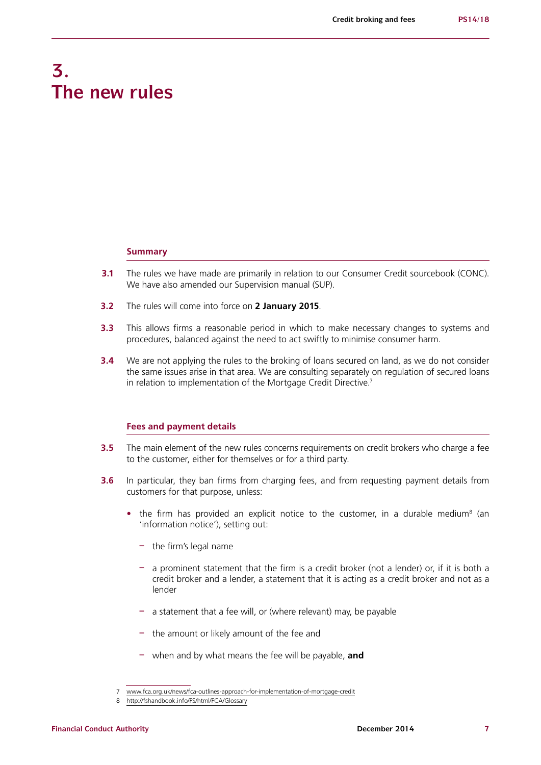# 3. The new rules

## Summary

**3.1** The rules we have made are primarily in relation to our Consumer Credit sourcebook (CONC). We have also amended our Supervision manual (SUP).

**3.2** The rules will come into force on **2 January 2015**.

**3.3** This allows firms a reasonable period in which to make necessary changes to systems and procedures, balanced against the need to act swiftly to minimise consumer harm.

**3.4** We are not applying the rules to the broking of loans secured on land, as we do not consider the same issues arise in that area. We are consulting separately on regulation of secured loans in relation to implementation of the Mortgage Credit Directive.[7]

## Fees and payment details

**3.5** The main element of the new rules concerns requirements on credit brokers who charge a fee to the customer, either for themselves or for a third party.

**3.6** In particular, they ban firms from charging fees, and from requesting payment details from customers for that purpose, unless:

- the firm has provided an explicit notice to the customer, in a durable medium[8] (an 'information notice'), setting out:
  - the firm's legal name
  - a prominent statement that the firm is a credit broker (not a lender) or, if it is both a credit broker and a lender, a statement that it is acting as a credit broker and not as a lender
  - a statement that a fee will, or (where relevant) may, be payable
  - the amount or likely amount of the fee and
  - when and by what means the fee will be payable, **and**

7 www.fca.org.uk/news/fca-outlines-approach-for-implementation-of-mortgage-credit

8 http://fshandbook.info/FS/html/FCA/Glossary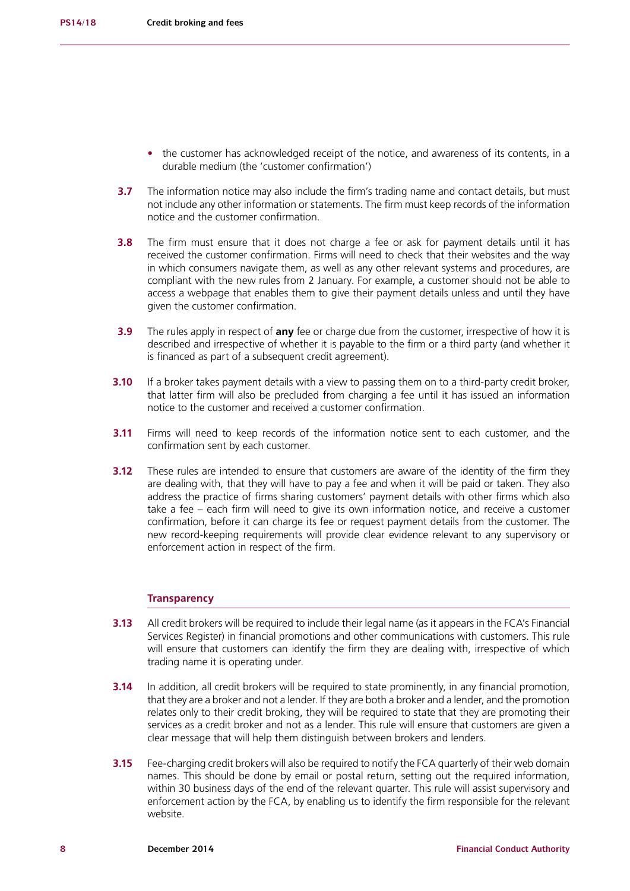- the customer has acknowledged receipt of the notice, and awareness of its contents, in a durable medium (the 'customer confirmation')

**3.7** The information notice may also include the firm's trading name and contact details, but must not include any other information or statements. The firm must keep records of the information notice and the customer confirmation.

**3.8** The firm must ensure that it does not charge a fee or ask for payment details until it has received the customer confirmation. Firms will need to check that their websites and the way in which consumers navigate them, as well as any other relevant systems and procedures, are compliant with the new rules from 2 January. For example, a customer should not be able to access a webpage that enables them to give their payment details unless and until they have given the customer confirmation.

**3.9** The rules apply in respect of **any** fee or charge due from the customer, irrespective of how it is described and irrespective of whether it is payable to the firm or a third party (and whether it is financed as part of a subsequent credit agreement).

**3.10** If a broker takes payment details with a view to passing them on to a third-party credit broker, that latter firm will also be precluded from charging a fee until it has issued an information notice to the customer and received a customer confirmation.

**3.11** Firms will need to keep records of the information notice sent to each customer, and the confirmation sent by each customer.

**3.12** These rules are intended to ensure that customers are aware of the identity of the firm they are dealing with, that they will have to pay a fee and when it will be paid or taken. They also address the practice of firms sharing customers' payment details with other firms which also take a fee – each firm will need to give its own information notice, and receive a customer confirmation, before it can charge its fee or request payment details from the customer. The new record-keeping requirements will provide clear evidence relevant to any supervisory or enforcement action in respect of the firm.

### Transparency

**3.13** All credit brokers will be required to include their legal name (as it appears in the FCA's Financial Services Register) in financial promotions and other communications with customers. This rule will ensure that customers can identify the firm they are dealing with, irrespective of which trading name it is operating under.

**3.14** In addition, all credit brokers will be required to state prominently, in any financial promotion, that they are a broker and not a lender. If they are both a broker and a lender, and the promotion relates only to their credit broking, they will be required to state that they are promoting their services as a credit broker and not as a lender. This rule will ensure that customers are given a clear message that will help them distinguish between brokers and lenders.

**3.15** Fee-charging credit brokers will also be required to notify the FCA quarterly of their web domain names. This should be done by email or postal return, setting out the required information, within 30 business days of the end of the relevant quarter. This rule will assist supervisory and enforcement action by the FCA, by enabling us to identify the firm responsible for the relevant website.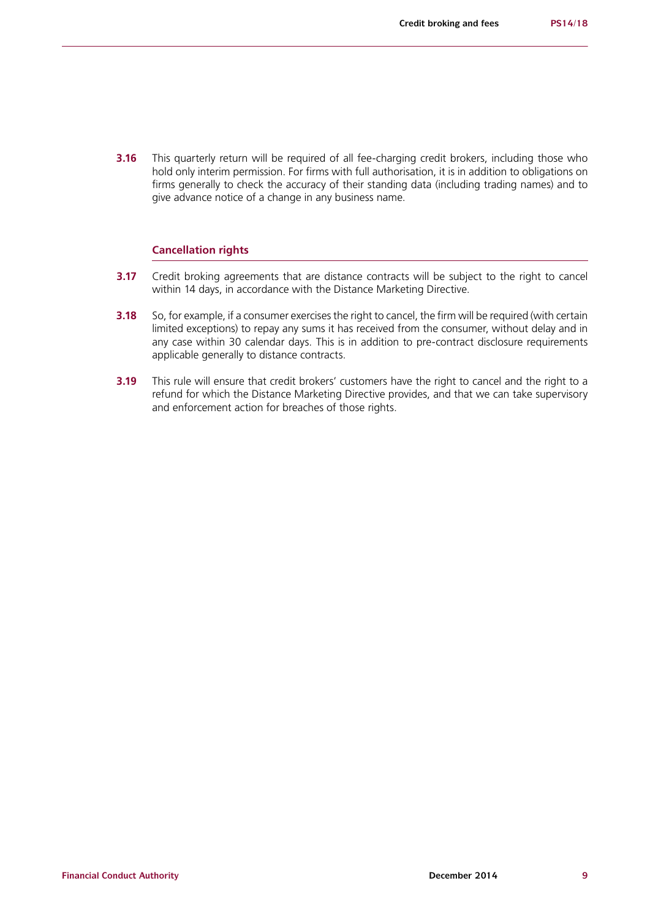**3.16** This quarterly return will be required of all fee-charging credit brokers, including those who hold only interim permission. For firms with full authorisation, it is in addition to obligations on firms generally to check the accuracy of their standing data (including trading names) and to give advance notice of a change in any business name.

### Cancellation rights

**3.17** Credit broking agreements that are distance contracts will be subject to the right to cancel within 14 days, in accordance with the Distance Marketing Directive.

**3.18** So, for example, if a consumer exercises the right to cancel, the firm will be required (with certain limited exceptions) to repay any sums it has received from the consumer, without delay and in any case within 30 calendar days. This is in addition to pre-contract disclosure requirements applicable generally to distance contracts.

**3.19** This rule will ensure that credit brokers' customers have the right to cancel and the right to a refund for which the Distance Marketing Directive provides, and that we can take supervisory and enforcement action for breaches of those rights.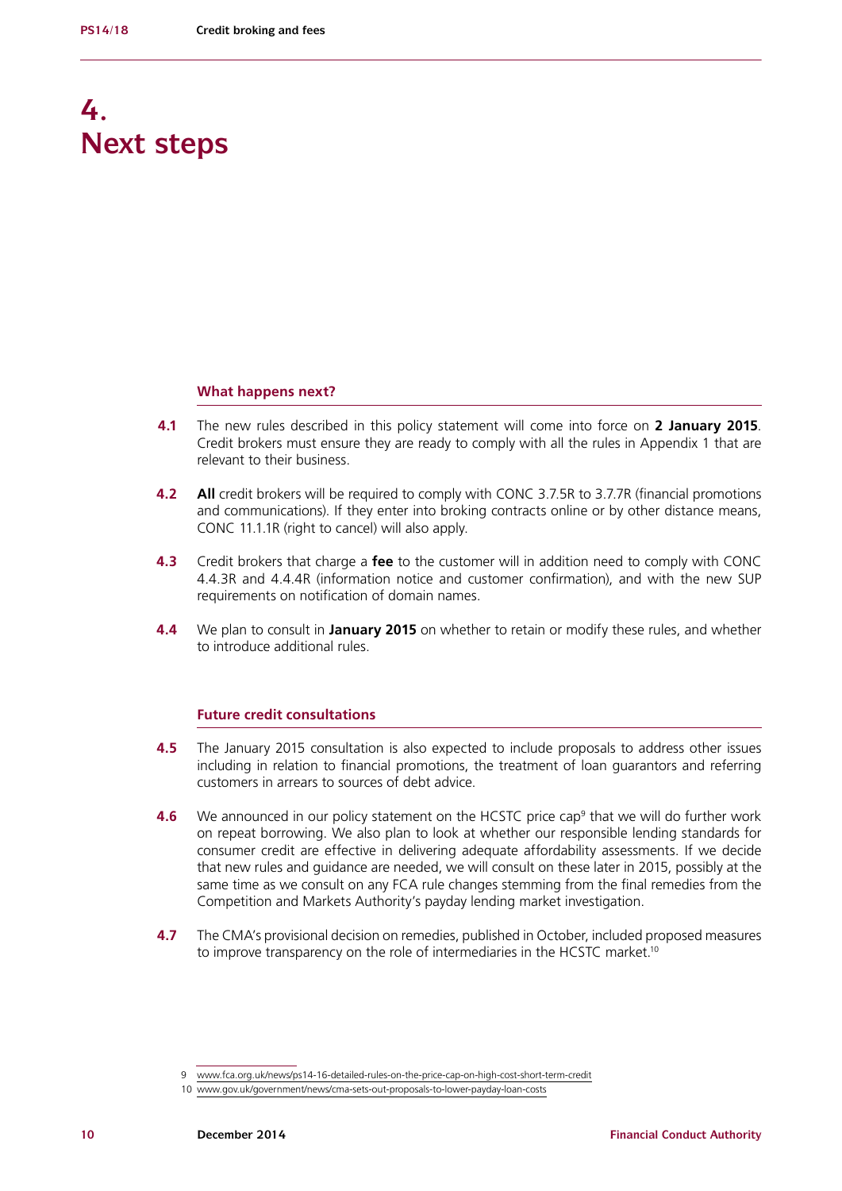# 4. Next steps

### What happens next?

**4.1** The new rules described in this policy statement will come into force on **2 January 2015**. Credit brokers must ensure they are ready to comply with all the rules in Appendix 1 that are relevant to their business.

**4.2** **All** credit brokers will be required to comply with CONC 3.7.5R to 3.7.7R (financial promotions and communications). If they enter into broking contracts online or by other distance means, CONC 11.1.1R (right to cancel) will also apply.

**4.3** Credit brokers that charge a **fee** to the customer will in addition need to comply with CONC 4.4.3R and 4.4.4R (information notice and customer confirmation), and with the new SUP requirements on notification of domain names.

**4.4** We plan to consult in **January 2015** on whether to retain or modify these rules, and whether to introduce additional rules.

### Future credit consultations

**4.5** The January 2015 consultation is also expected to include proposals to address other issues including in relation to financial promotions, the treatment of loan guarantors and referring customers in arrears to sources of debt advice.

**4.6** We announced in our policy statement on the HCSTC price cap[9] that we will do further work on repeat borrowing. We also plan to look at whether our responsible lending standards for consumer credit are effective in delivering adequate affordability assessments. If we decide that new rules and guidance are needed, we will consult on these later in 2015, possibly at the same time as we consult on any FCA rule changes stemming from the final remedies from the Competition and Markets Authority's payday lending market investigation.

**4.7** The CMA's provisional decision on remedies, published in October, included proposed measures to improve transparency on the role of intermediaries in the HCSTC market.[10]

---

9 www.fca.org.uk/news/ps14-16-detailed-rules-on-the-price-cap-on-high-cost-short-term-credit

10 www.gov.uk/government/news/cma-sets-out-proposals-to-lower-payday-loan-costs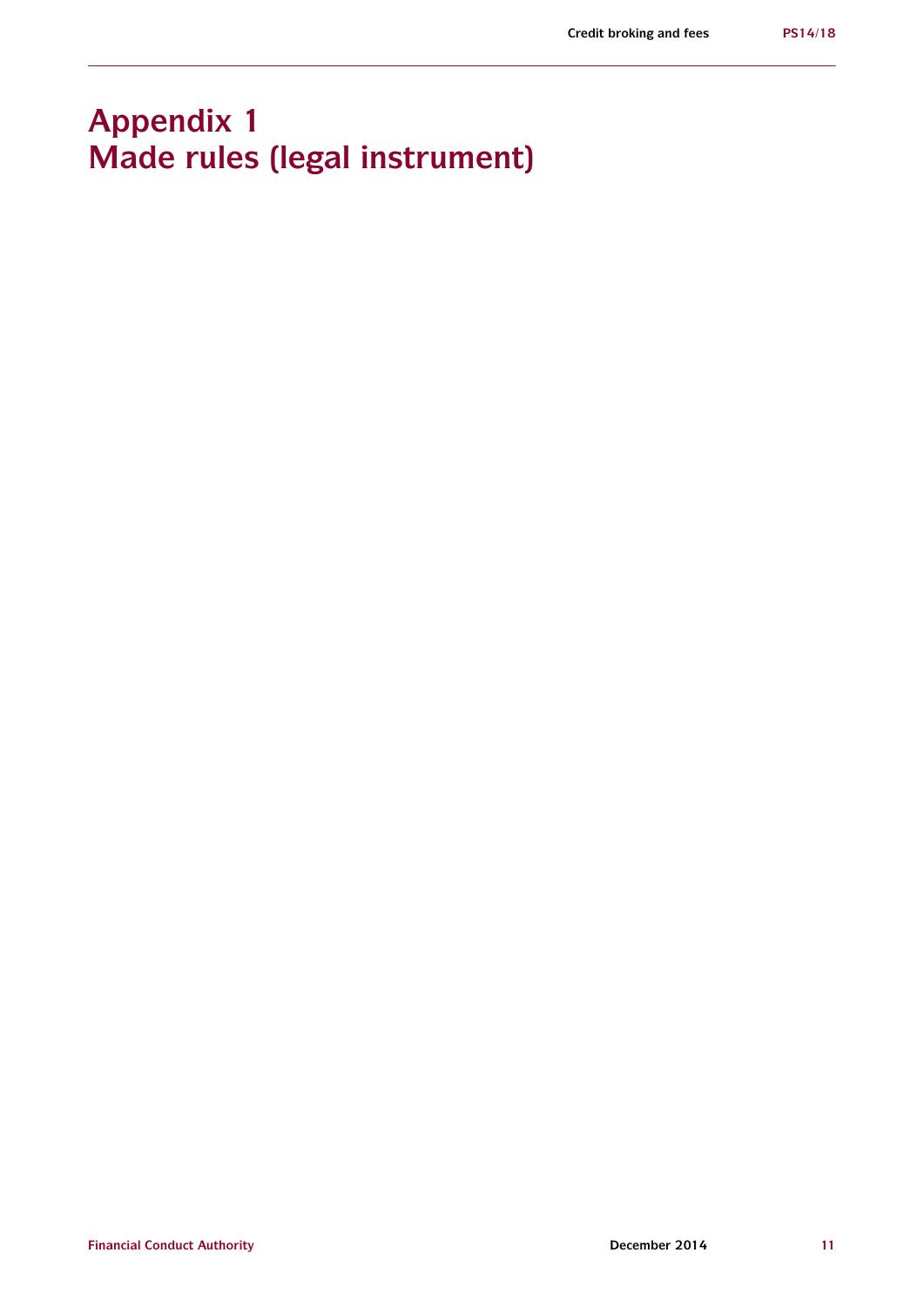# Appendix 1
# Made rules (legal instrument)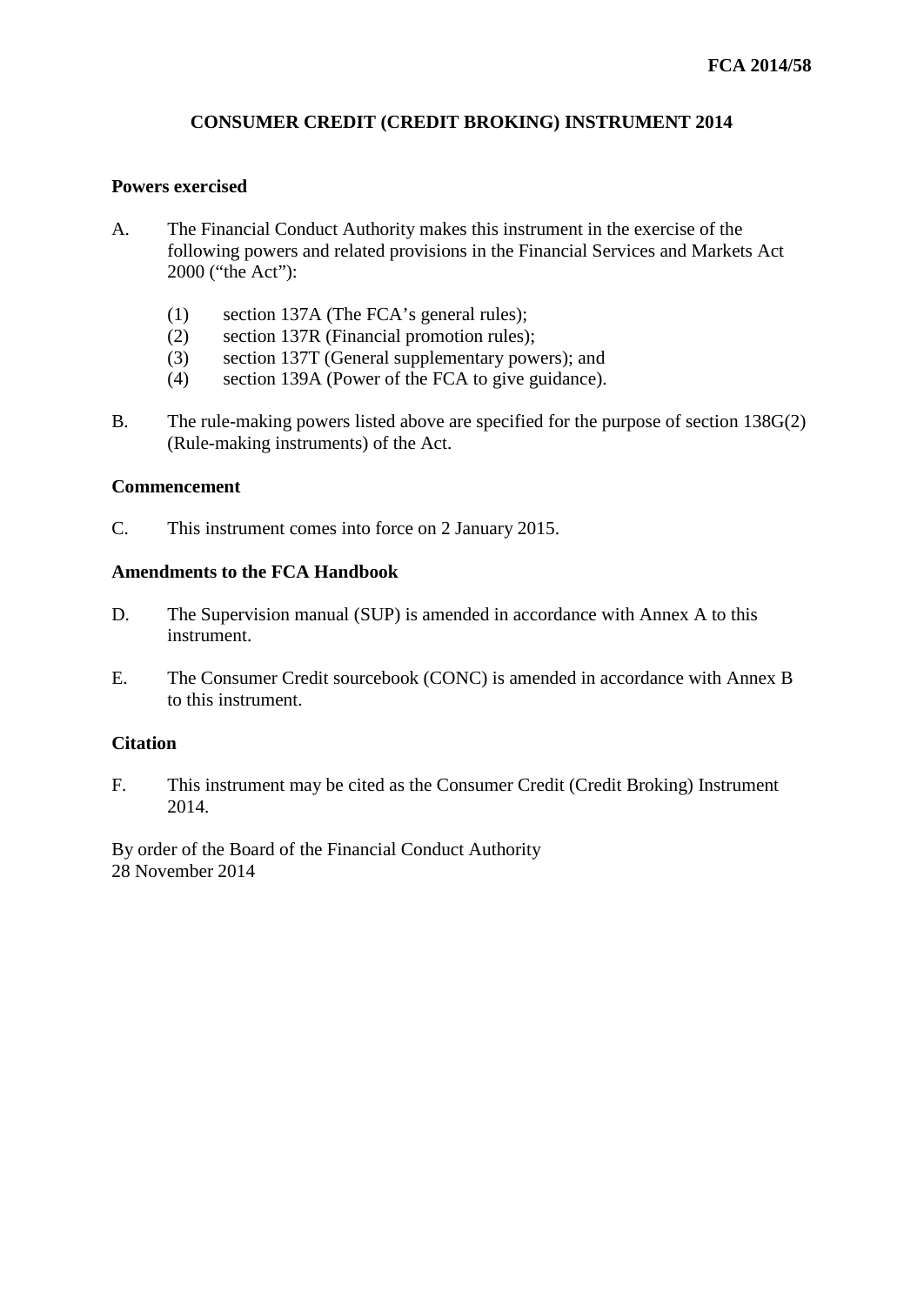**FCA 2014/58**

# CONSUMER CREDIT (CREDIT BROKING) INSTRUMENT 2014

## Powers exercised

A. The Financial Conduct Authority makes this instrument in the exercise of the following powers and related provisions in the Financial Services and Markets Act 2000 ("the Act"):

   (1) section 137A (The FCA's general rules);
   (2) section 137R (Financial promotion rules);
   (3) section 137T (General supplementary powers); and
   (4) section 139A (Power of the FCA to give guidance).

B. The rule-making powers listed above are specified for the purpose of section 138G(2) (Rule-making instruments) of the Act.

## Commencement

C. This instrument comes into force on 2 January 2015.

## Amendments to the FCA Handbook

D. The Supervision manual (SUP) is amended in accordance with Annex A to this instrument.

E. The Consumer Credit sourcebook (CONC) is amended in accordance with Annex B to this instrument.

## Citation

F. This instrument may be cited as the Consumer Credit (Credit Broking) Instrument 2014.

By order of the Board of the Financial Conduct Authority
28 November 2014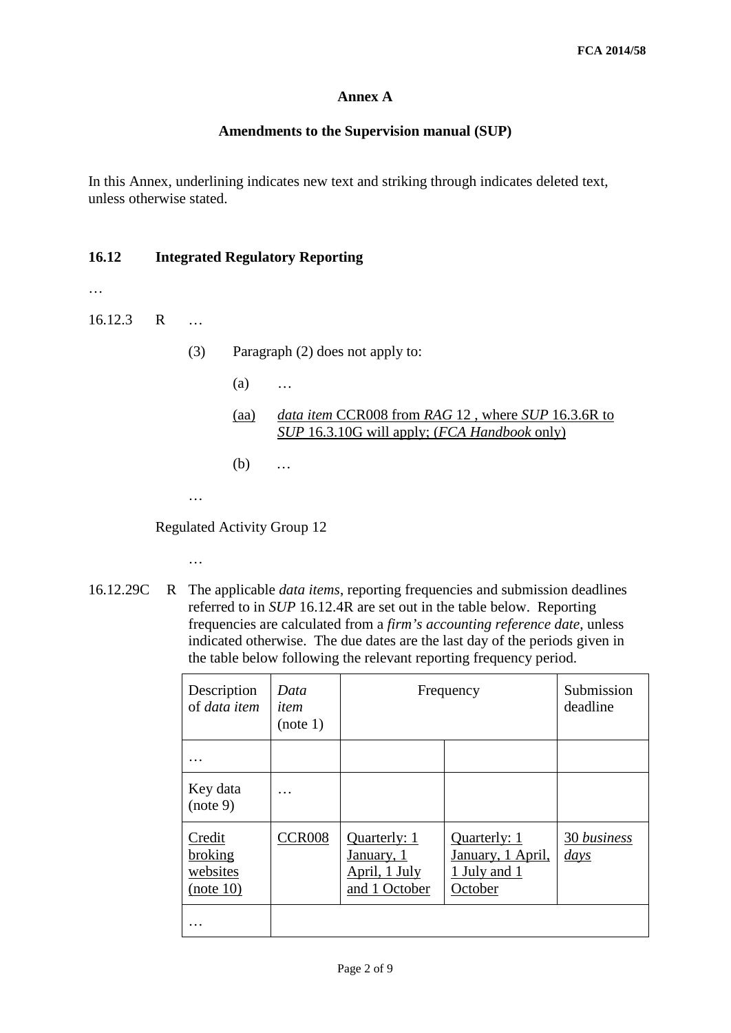# Annex A

## Amendments to the Supervision manual (SUP)

In this Annex, underlining indicates new text and striking through indicates deleted text, unless otherwise stated.

### 16.12 Integrated Regulatory Reporting

…

16.12.3 R …

(3) Paragraph (2) does not apply to:

(a) …

(aa) *data item* CCR008 from *RAG* 12 , where *SUP* 16.3.6R to *SUP* 16.3.10G will apply; (*FCA Handbook* only)

(b) …

…

Regulated Activity Group 12

…

16.12.29C R The applicable *data items*, reporting frequencies and submission deadlines referred to in *SUP* 16.12.4R are set out in the table below. Reporting frequencies are calculated from a *firm's accounting reference date*, unless indicated otherwise. The due dates are the last day of the periods given in the table below following the relevant reporting frequency period.

| Description of *data item* | *Data item* (note 1) | Frequency | | Submission deadline |
|---|---|---|---|---|
| … | | | | |
| Key data (note 9) | … | | | |
| Credit broking websites (note 10) | CCR008 | Quarterly: 1 January, 1 April, 1 July and 1 October | Quarterly: 1 January, 1 April, 1 July and 1 October | 30 *business days* |
| … | | | | |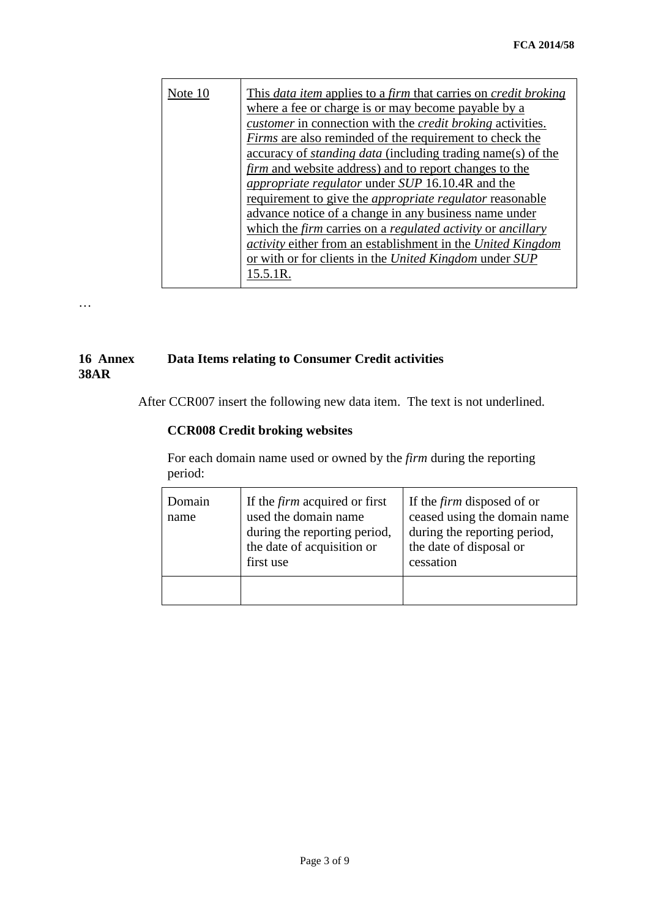| Note 10 | This *data item* applies to a *firm* that carries on *credit broking* where a fee or charge is or may become payable by a *customer* in connection with the *credit broking* activities. *Firms* are also reminded of the requirement to check the accuracy of *standing data* (including trading name(s) of the *firm* and website address) and to report changes to the *appropriate regulator* under *SUP* 16.10.4R and the requirement to give the *appropriate regulator* reasonable advance notice of a change in any business name under which the *firm* carries on a *regulated activity* or *ancillary activity* either from an establishment in the *United Kingdom* or with or for clients in the *United Kingdom* under *SUP* 15.5.1R. |
|---|---|

…

**16 Annex 38AR** **Data Items relating to Consumer Credit activities**

After CCR007 insert the following new data item. The text is not underlined.

**CCR008 Credit broking websites**

For each domain name used or owned by the *firm* during the reporting period:

| Domain name | If the *firm* acquired or first used the domain name during the reporting period, the date of acquisition or first use | If the *firm* disposed of or ceased using the domain name during the reporting period, the date of disposal or cessation |
|---|---|---|
| | | |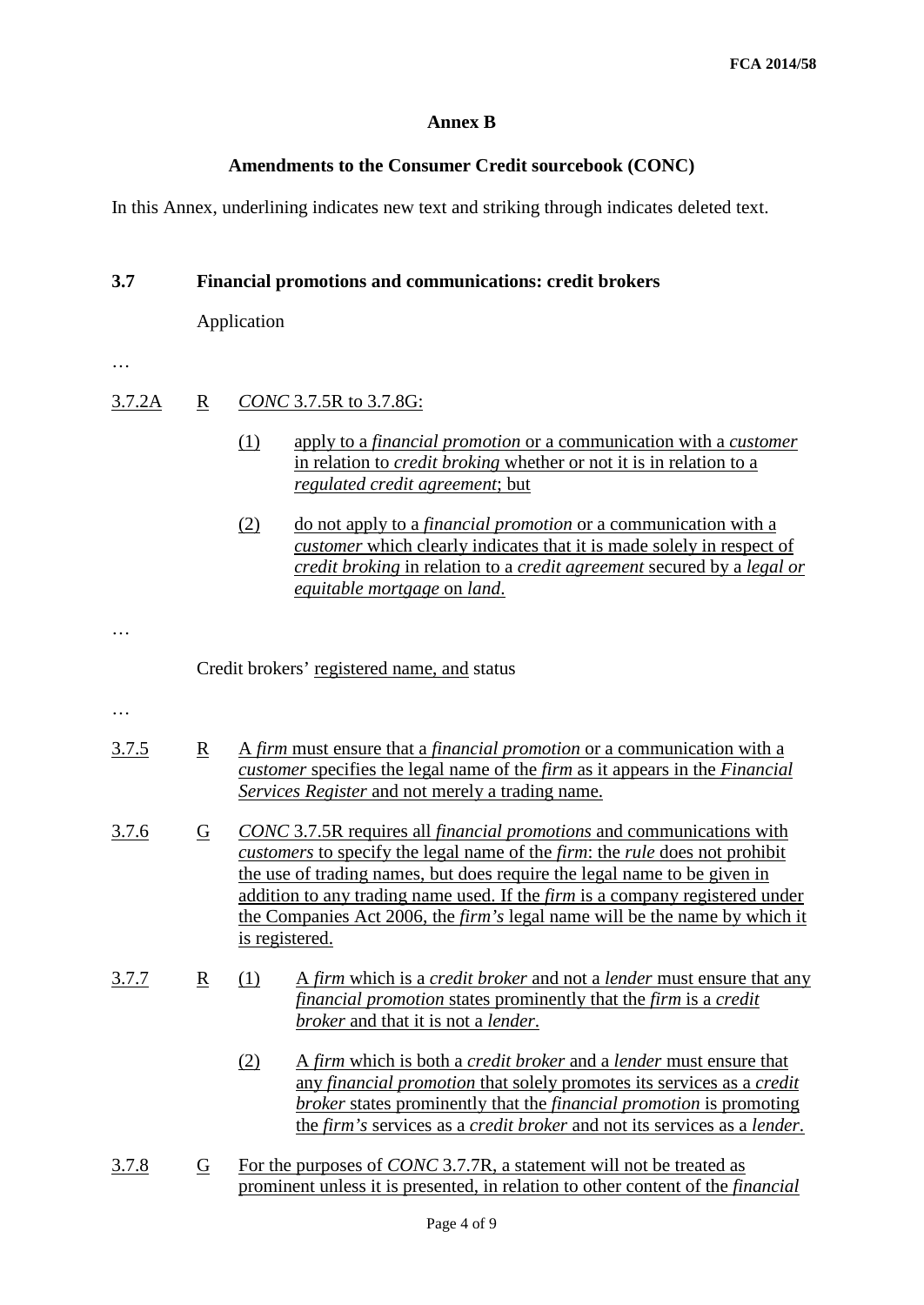# Annex B

## Amendments to the Consumer Credit sourcebook (CONC)

In this Annex, underlining indicates new text and striking through indicates deleted text.

### 3.7 Financial promotions and communications: credit brokers

Application

…

3.7.2A R *CONC* 3.7.5R to 3.7.8G:

(1) apply to a *financial promotion* or a communication with a *customer* in relation to *credit broking* whether or not it is in relation to a *regulated credit agreement*; but

(2) do not apply to a *financial promotion* or a communication with a *customer* which clearly indicates that it is made solely in respect of *credit broking* in relation to a *credit agreement* secured by a *legal or equitable mortgage* on *land*.

…

Credit brokers' registered name, and status

…

3.7.5 R A *firm* must ensure that a *financial promotion* or a communication with a *customer* specifies the legal name of the *firm* as it appears in the *Financial Services Register* and not merely a trading name.

3.7.6 G *CONC* 3.7.5R requires all *financial promotions* and communications with *customers* to specify the legal name of the *firm*: the *rule* does not prohibit the use of trading names, but does require the legal name to be given in addition to any trading name used. If the *firm* is a company registered under the Companies Act 2006, the *firm's* legal name will be the name by which it is registered.

3.7.7 R (1) A *firm* which is a *credit broker* and not a *lender* must ensure that any *financial promotion* states prominently that the *firm* is a *credit broker* and that it is not a *lender*.

(2) A *firm* which is both a *credit broker* and a *lender* must ensure that any *financial promotion* that solely promotes its services as a *credit broker* states prominently that the *financial promotion* is promoting the *firm's* services as a *credit broker* and not its services as a *lender*.

3.7.8 G For the purposes of *CONC* 3.7.7R, a statement will not be treated as prominent unless it is presented, in relation to other content of the *financial*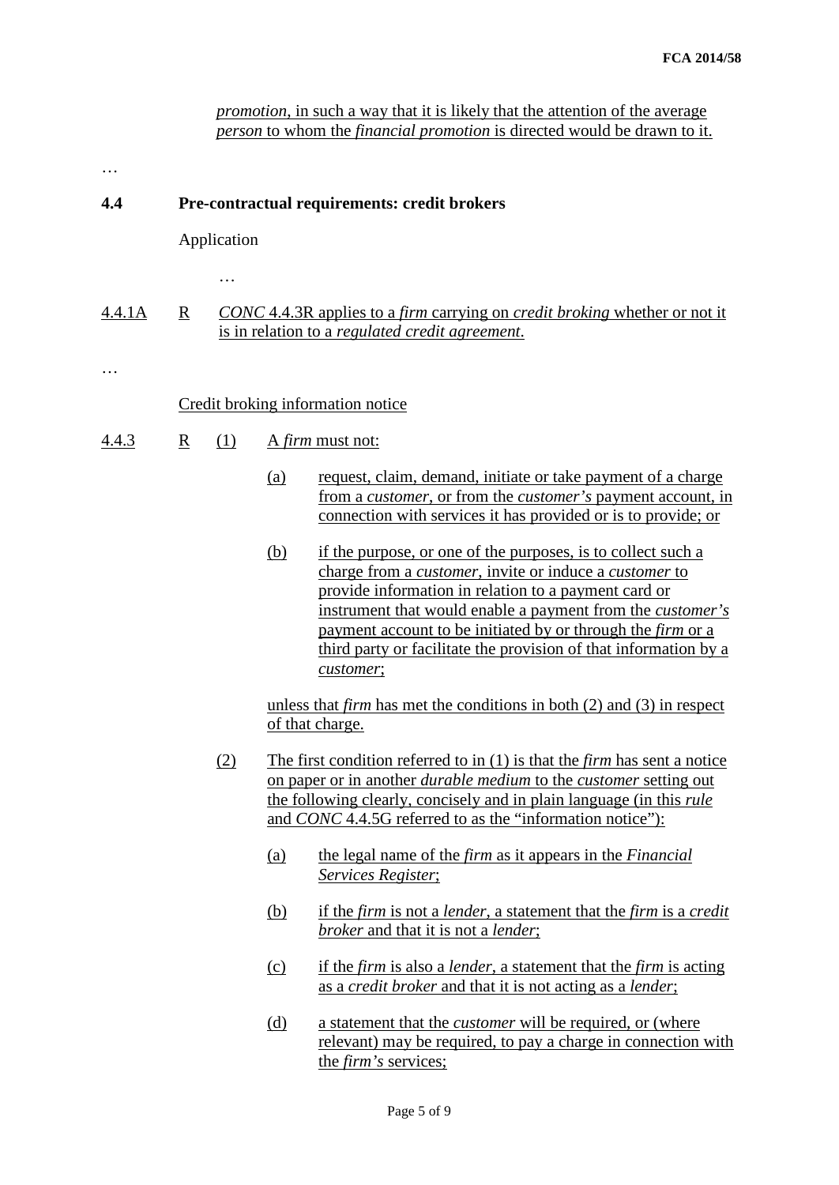*promotion*, in such a way that it is likely that the attention of the average *person* to whom the *financial promotion* is directed would be drawn to it.

…

**4.4 Pre-contractual requirements: credit brokers**

Application

…

4.4.1A R *CONC* 4.4.3R applies to a *firm* carrying on *credit broking* whether or not it is in relation to a *regulated credit agreement*.

…

Credit broking information notice

4.4.3 R (1) A *firm* must not:

(a) request, claim, demand, initiate or take payment of a charge from a *customer*, or from the *customer's* payment account, in connection with services it has provided or is to provide; or

(b) if the purpose, or one of the purposes, is to collect such a charge from a *customer*, invite or induce a *customer* to provide information in relation to a payment card or instrument that would enable a payment from the *customer's* payment account to be initiated by or through the *firm* or a third party or facilitate the provision of that information by a *customer*;

unless that *firm* has met the conditions in both (2) and (3) in respect of that charge.

(2) The first condition referred to in (1) is that the *firm* has sent a notice on paper or in another *durable medium* to the *customer* setting out the following clearly, concisely and in plain language (in this *rule* and *CONC* 4.4.5G referred to as the "information notice"):

(a) the legal name of the *firm* as it appears in the *Financial Services Register*;

(b) if the *firm* is not a *lender*, a statement that the *firm* is a *credit broker* and that it is not a *lender*;

(c) if the *firm* is also a *lender*, a statement that the *firm* is acting as a *credit broker* and that it is not acting as a *lender*;

(d) a statement that the *customer* will be required, or (where relevant) may be required, to pay a charge in connection with the *firm's* services;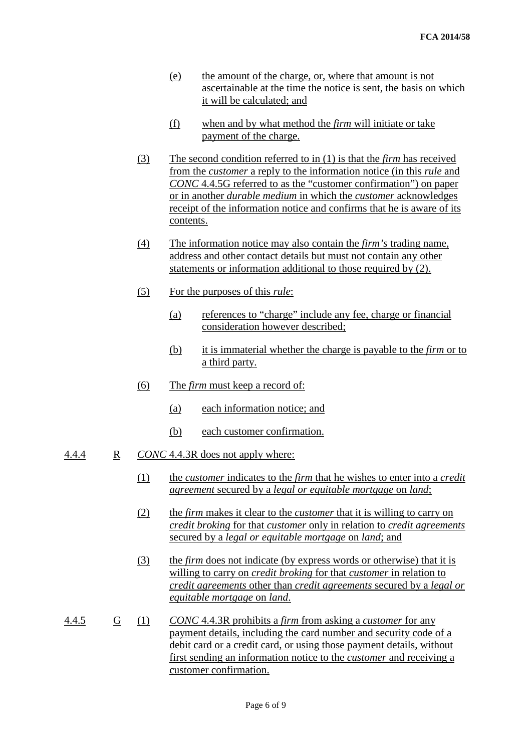(e) the amount of the charge, or, where that amount is not ascertainable at the time the notice is sent, the basis on which it will be calculated; and

(f) when and by what method the *firm* will initiate or take payment of the charge.

(3) The second condition referred to in (1) is that the *firm* has received from the *customer* a reply to the information notice (in this *rule* and *CONC* 4.4.5G referred to as the "customer confirmation") on paper or in another *durable medium* in which the *customer* acknowledges receipt of the information notice and confirms that he is aware of its contents.

(4) The information notice may also contain the *firm's* trading name, address and other contact details but must not contain any other statements or information additional to those required by (2).

(5) For the purposes of this *rule*:

(a) references to "charge" include any fee, charge or financial consideration however described;

(b) it is immaterial whether the charge is payable to the *firm* or to a third party.

(6) The *firm* must keep a record of:

(a) each information notice; and

(b) each customer confirmation.

4.4.4 R *CONC* 4.4.3R does not apply where:

(1) the *customer* indicates to the *firm* that he wishes to enter into a *credit agreement* secured by a *legal or equitable mortgage* on *land*;

(2) the *firm* makes it clear to the *customer* that it is willing to carry on *credit broking* for that *customer* only in relation to *credit agreements* secured by a *legal or equitable mortgage* on *land*; and

(3) the *firm* does not indicate (by express words or otherwise) that it is willing to carry on *credit broking* for that *customer* in relation to *credit agreements* other than *credit agreements* secured by a *legal or equitable mortgage* on *land*.

4.4.5 G (1) *CONC* 4.4.3R prohibits a *firm* from asking a *customer* for any payment details, including the card number and security code of a debit card or a credit card, or using those payment details, without first sending an information notice to the *customer* and receiving a customer confirmation.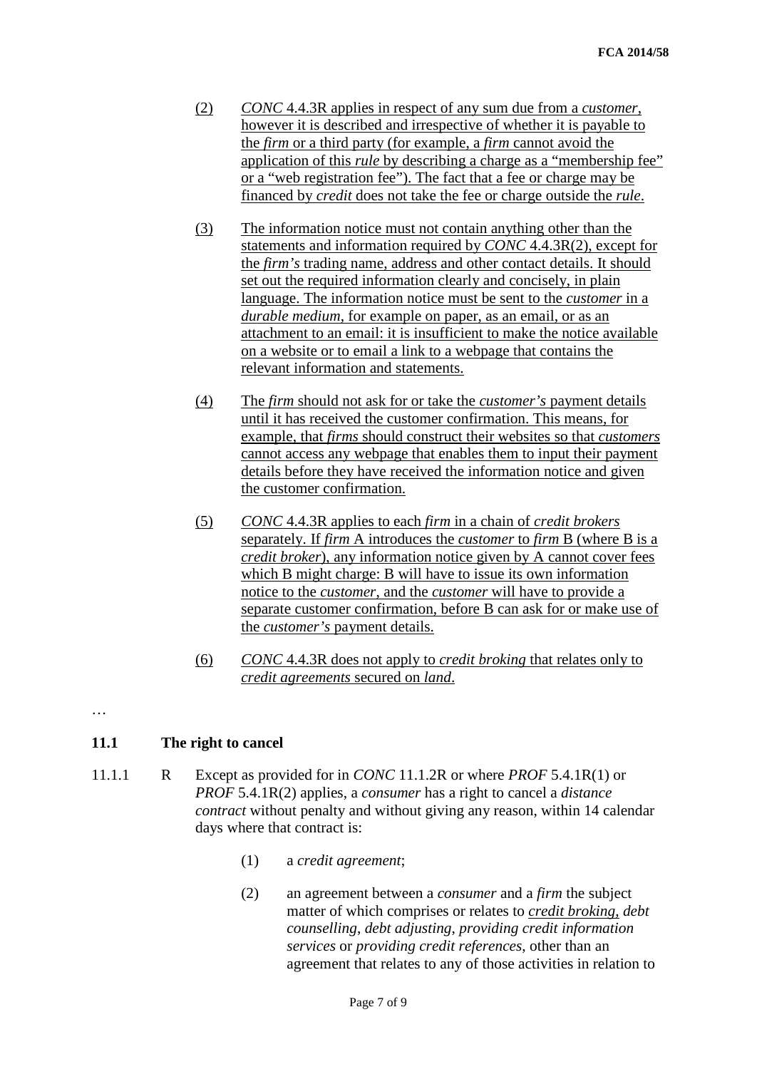(2) *CONC* 4.4.3R applies in respect of any sum due from a *customer*, however it is described and irrespective of whether it is payable to the *firm* or a third party (for example, a *firm* cannot avoid the application of this *rule* by describing a charge as a "membership fee" or a "web registration fee"). The fact that a fee or charge may be financed by *credit* does not take the fee or charge outside the *rule*.

(3) The information notice must not contain anything other than the statements and information required by *CONC* 4.4.3R(2), except for the *firm's* trading name, address and other contact details. It should set out the required information clearly and concisely, in plain language. The information notice must be sent to the *customer* in a *durable medium*, for example on paper, as an email, or as an attachment to an email: it is insufficient to make the notice available on a website or to email a link to a webpage that contains the relevant information and statements.

(4) The *firm* should not ask for or take the *customer's* payment details until it has received the customer confirmation. This means, for example, that *firms* should construct their websites so that *customers* cannot access any webpage that enables them to input their payment details before they have received the information notice and given the customer confirmation.

(5) *CONC* 4.4.3R applies to each *firm* in a chain of *credit brokers* separately. If *firm* A introduces the *customer* to *firm* B (where B is a *credit broker*), any information notice given by A cannot cover fees which B might charge: B will have to issue its own information notice to the *customer*, and the *customer* will have to provide a separate customer confirmation, before B can ask for or make use of the *customer's* payment details.

(6) *CONC* 4.4.3R does not apply to *credit broking* that relates only to *credit agreements* secured on *land*.

…

**11.1 The right to cancel**

11.1.1 R Except as provided for in *CONC* 11.1.2R or where *PROF* 5.4.1R(1) or *PROF* 5.4.1R(2) applies, a *consumer* has a right to cancel a *distance contract* without penalty and without giving any reason, within 14 calendar days where that contract is:

(1) a *credit agreement*;

(2) an agreement between a *consumer* and a *firm* the subject matter of which comprises or relates to *credit broking*, *debt counselling*, *debt adjusting*, *providing credit information services* or *providing credit references*, other than an agreement that relates to any of those activities in relation to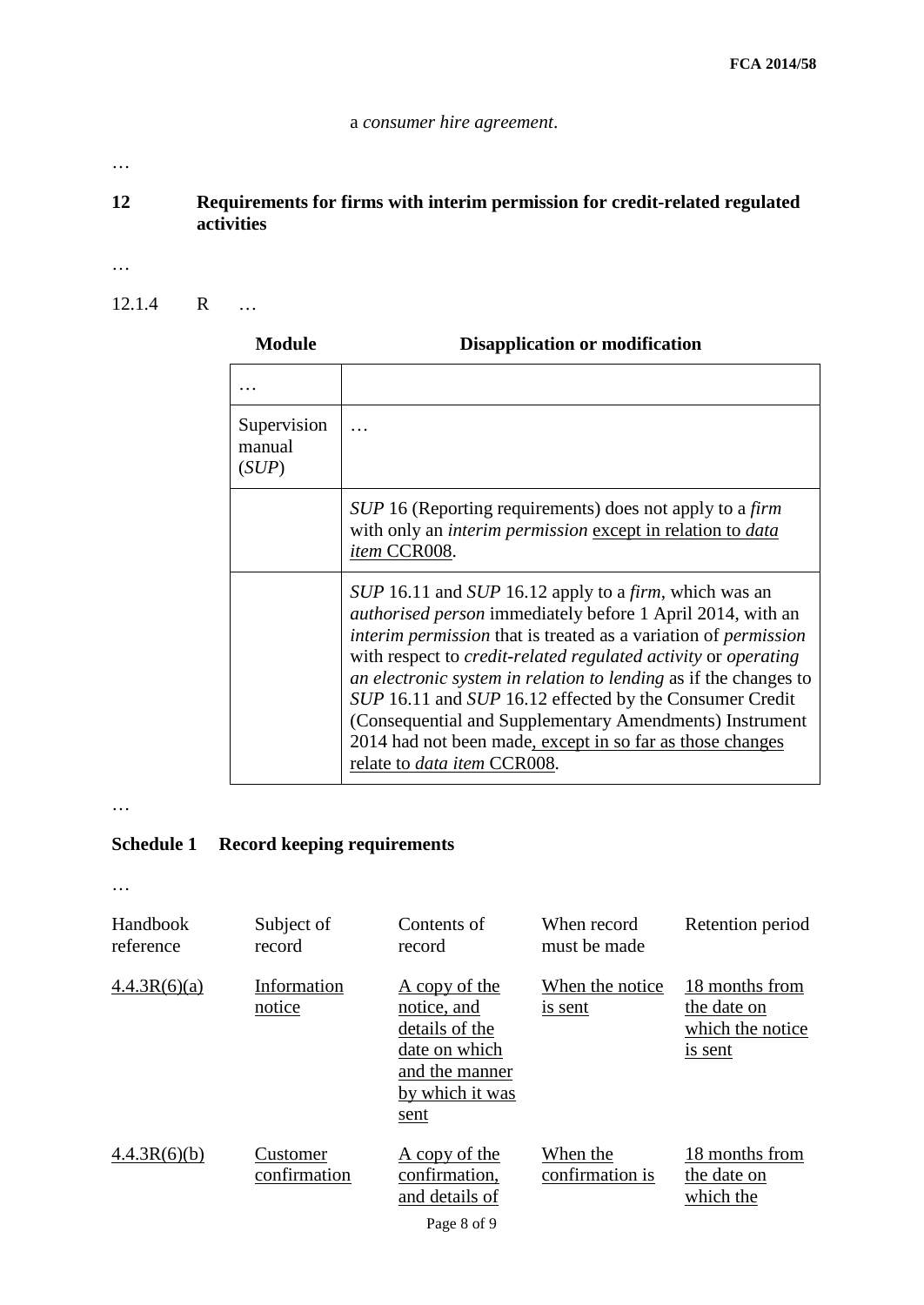a *consumer hire agreement*.

…

**12 Requirements for firms with interim permission for credit-related regulated activities**

…

12.1.4 R …

| **Module** | **Disapplication or modification** |
|---|---|
| … | |
| Supervision manual (*SUP*) | … |
| | *SUP* 16 (Reporting requirements) does not apply to a *firm* with only an *interim permission* except in relation to *data item* CCR008. |
| | *SUP* 16.11 and *SUP* 16.12 apply to a *firm*, which was an *authorised person* immediately before 1 April 2014, with an *interim permission* that is treated as a variation of *permission* with respect to *credit-related regulated activity* or *operating an electronic system in relation to lending* as if the changes to *SUP* 16.11 and *SUP* 16.12 effected by the Consumer Credit (Consequential and Supplementary Amendments) Instrument 2014 had not been made, except in so far as those changes relate to *data item* CCR008. |

…

**Schedule 1 Record keeping requirements**

…

| Handbook reference | Subject of record | Contents of record | When record must be made | Retention period |
|---|---|---|---|---|
| 4.4.3R(6)(a) | Information notice | A copy of the notice, and details of the date on which and the manner by which it was sent | When the notice is sent | 18 months from the date on which the notice is sent |
| 4.4.3R(6)(b) | Customer confirmation | A copy of the confirmation, and details of | When the confirmation is | 18 months from the date on which the |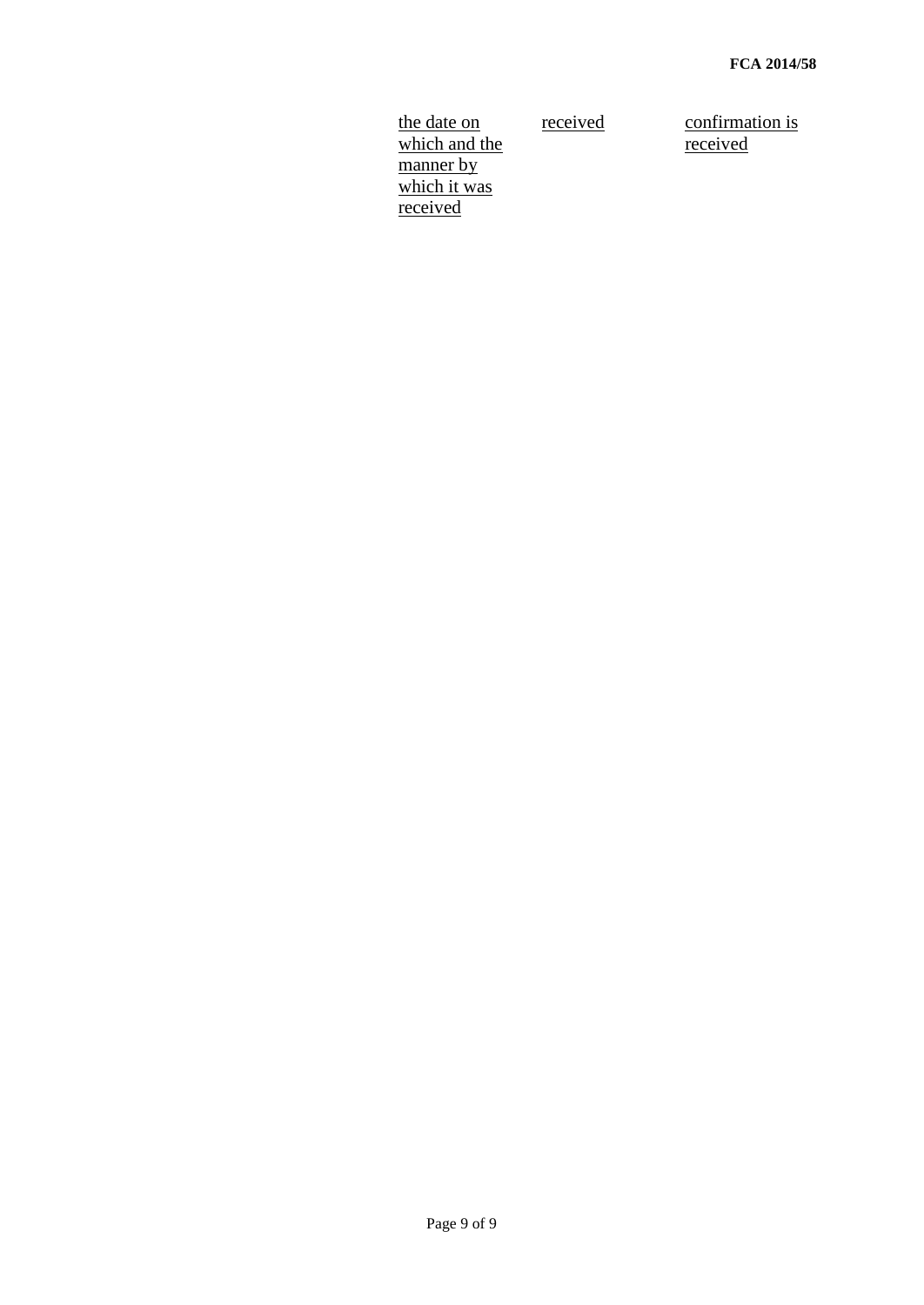| | | |
|---|---|---|
| the date on which and the manner by which it was received | received | confirmation is received |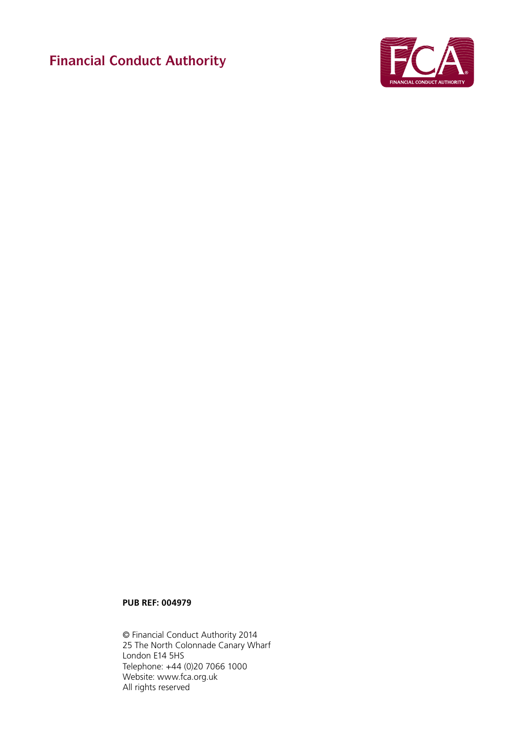**Financial Conduct Authority**

**PUB REF: 004979**

© Financial Conduct Authority 2014
25 The North Colonnade Canary Wharf
London E14 5HS
Telephone: +44 (0)20 7066 1000
Website: www.fca.org.uk
All rights reserved